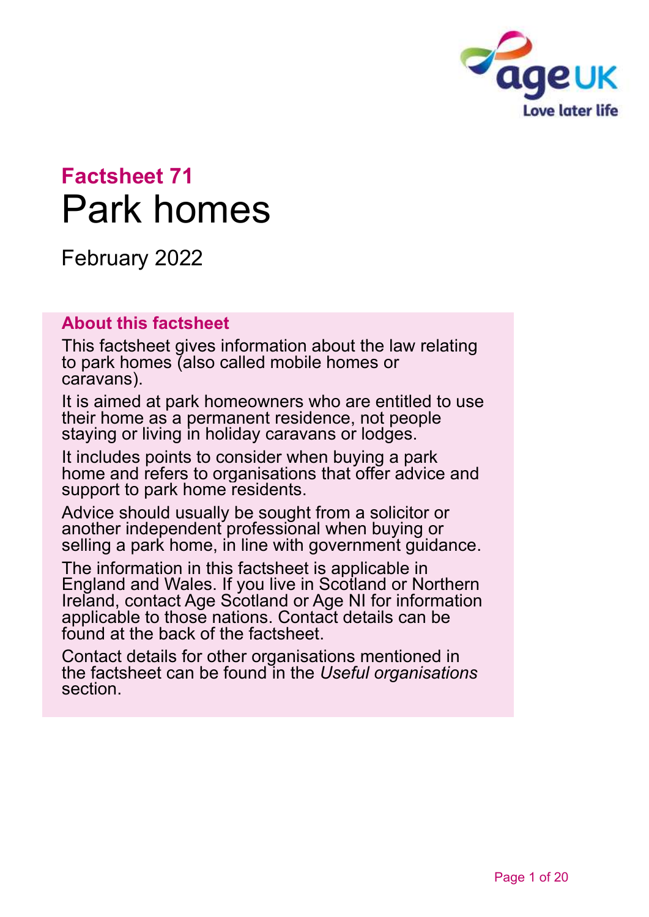**Factsheet 71**

# Park homes

February 2022

## About this factsheet

This factsheet gives information about the law relating to park homes (also called mobile homes or caravans).

It is aimed at park homeowners who are entitled to use their home as a permanent residence, not people staying or living in holiday caravans or lodges.

It includes points to consider when buying a park home and refers to organisations that offer advice and support to park home residents.

Advice should usually be sought from a solicitor or another independent professional when buying or selling a park home, in line with government guidance.

The information in this factsheet is applicable in England and Wales. If you live in Scotland or Northern Ireland, contact Age Scotland or Age NI for information applicable to those nations. Contact details can be found at the back of the factsheet.

Contact details for other organisations mentioned in the factsheet can be found in the *Useful organisations* section.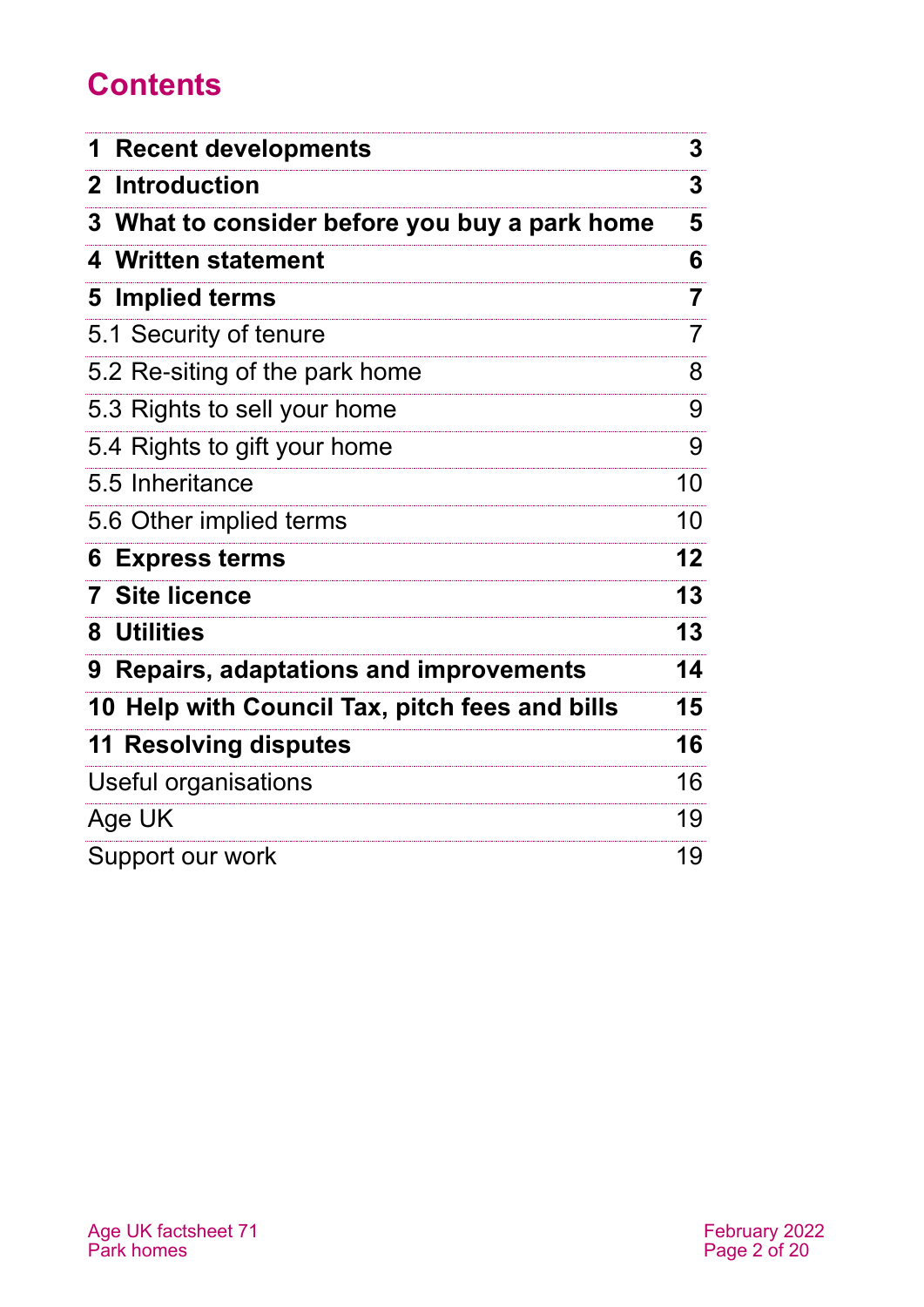# Contents

| | |
|---|---|
| **1 Recent developments** | **3** |
| **2 Introduction** | **3** |
| **3 What to consider before you buy a park home** | **5** |
| **4 Written statement** | **6** |
| **5 Implied terms** | **7** |
| 5.1 Security of tenure | 7 |
| 5.2 Re-siting of the park home | 8 |
| 5.3 Rights to sell your home | 9 |
| 5.4 Rights to gift your home | 9 |
| 5.5 Inheritance | 10 |
| 5.6 Other implied terms | 10 |
| **6 Express terms** | **12** |
| **7 Site licence** | **13** |
| **8 Utilities** | **13** |
| **9 Repairs, adaptations and improvements** | **14** |
| **10 Help with Council Tax, pitch fees and bills** | **15** |
| **11 Resolving disputes** | **16** |
| Useful organisations | 16 |
| Age UK | 19 |
| Support our work | 19 |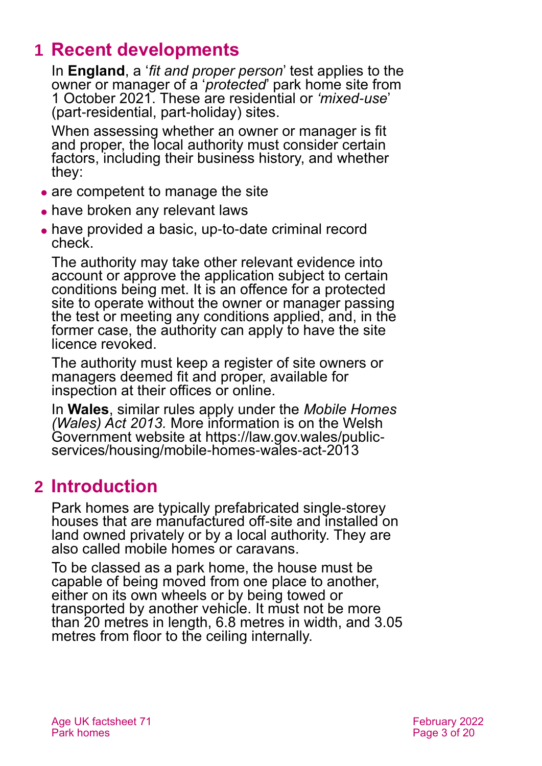# 1 Recent developments

In **England**, a '*fit and proper person*' test applies to the owner or manager of a '*protected*' park home site from 1 October 2021. These are residential or *'mixed-use*' (part-residential, part-holiday) sites.

When assessing whether an owner or manager is fit and proper, the local authority must consider certain factors, including their business history, and whether they:

- are competent to manage the site
- have broken any relevant laws
- have provided a basic, up-to-date criminal record check.

The authority may take other relevant evidence into account or approve the application subject to certain conditions being met. It is an offence for a protected site to operate without the owner or manager passing the test or meeting any conditions applied, and, in the former case, the authority can apply to have the site licence revoked.

The authority must keep a register of site owners or managers deemed fit and proper, available for inspection at their offices or online.

In **Wales**, similar rules apply under the *Mobile Homes (Wales) Act 2013.* More information is on the Welsh Government website at https://law.gov.wales/public-services/housing/mobile-homes-wales-act-2013

# 2 Introduction

Park homes are typically prefabricated single-storey houses that are manufactured off-site and installed on land owned privately or by a local authority. They are also called mobile homes or caravans.

To be classed as a park home, the house must be capable of being moved from one place to another, either on its own wheels or by being towed or transported by another vehicle. It must not be more than 20 metres in length, 6.8 metres in width, and 3.05 metres from floor to the ceiling internally.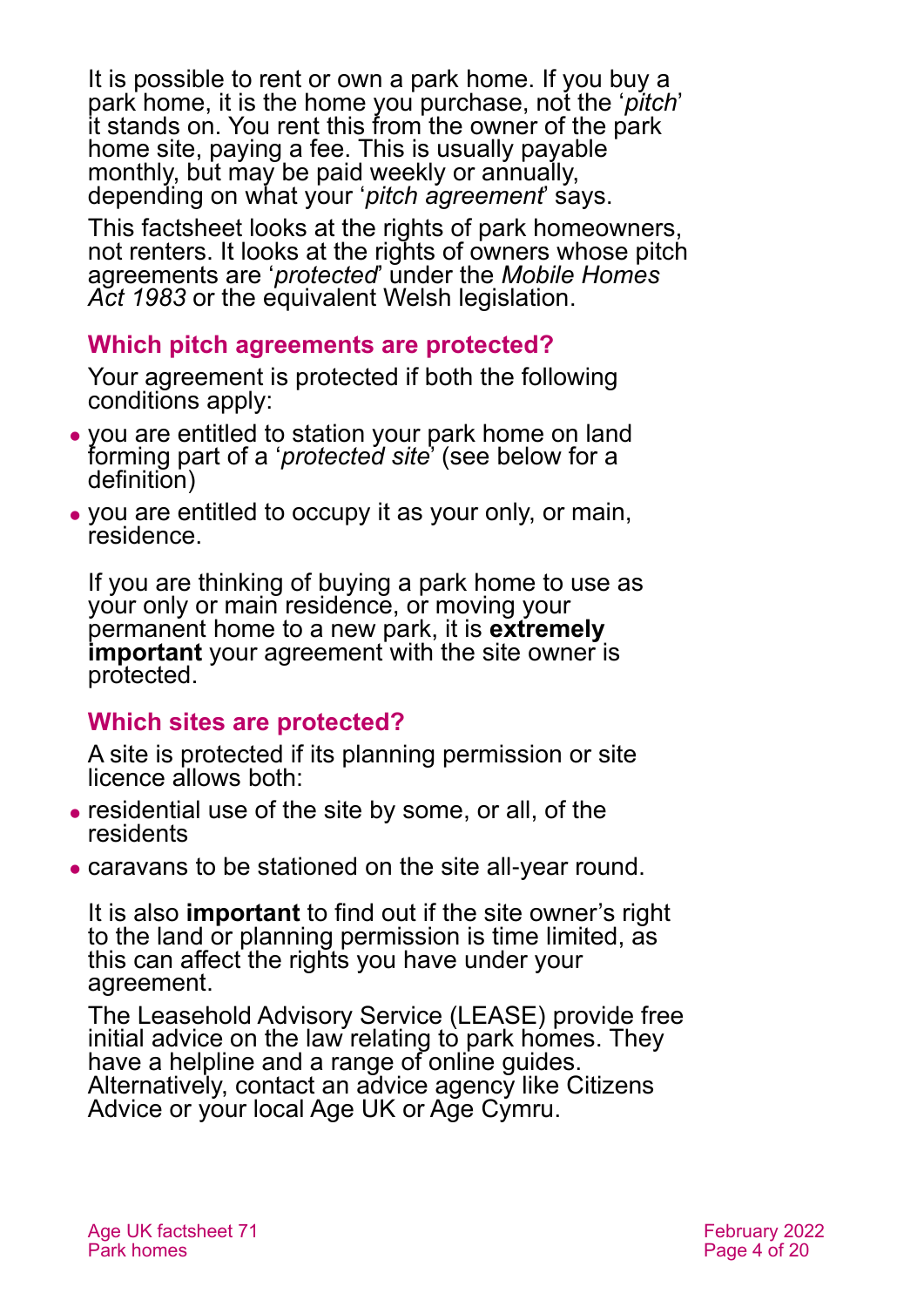It is possible to rent or own a park home. If you buy a park home, it is the home you purchase, not the '*pitch*' it stands on. You rent this from the owner of the park home site, paying a fee. This is usually payable monthly, but may be paid weekly or annually, depending on what your '*pitch agreement*' says.

This factsheet looks at the rights of park homeowners, not renters. It looks at the rights of owners whose pitch agreements are '*protected*' under the *Mobile Homes Act 1983* or the equivalent Welsh legislation.

## Which pitch agreements are protected?

Your agreement is protected if both the following conditions apply:

- you are entitled to station your park home on land forming part of a '*protected site*' (see below for a definition)
- you are entitled to occupy it as your only, or main, residence.

If you are thinking of buying a park home to use as your only or main residence, or moving your permanent home to a new park, it is **extremely important** your agreement with the site owner is protected.

## Which sites are protected?

A site is protected if its planning permission or site licence allows both:

- residential use of the site by some, or all, of the residents
- caravans to be stationed on the site all-year round.

It is also **important** to find out if the site owner's right to the land or planning permission is time limited, as this can affect the rights you have under your agreement.

The Leasehold Advisory Service (LEASE) provide free initial advice on the law relating to park homes. They have a helpline and a range of online guides. Alternatively, contact an advice agency like Citizens Advice or your local Age UK or Age Cymru.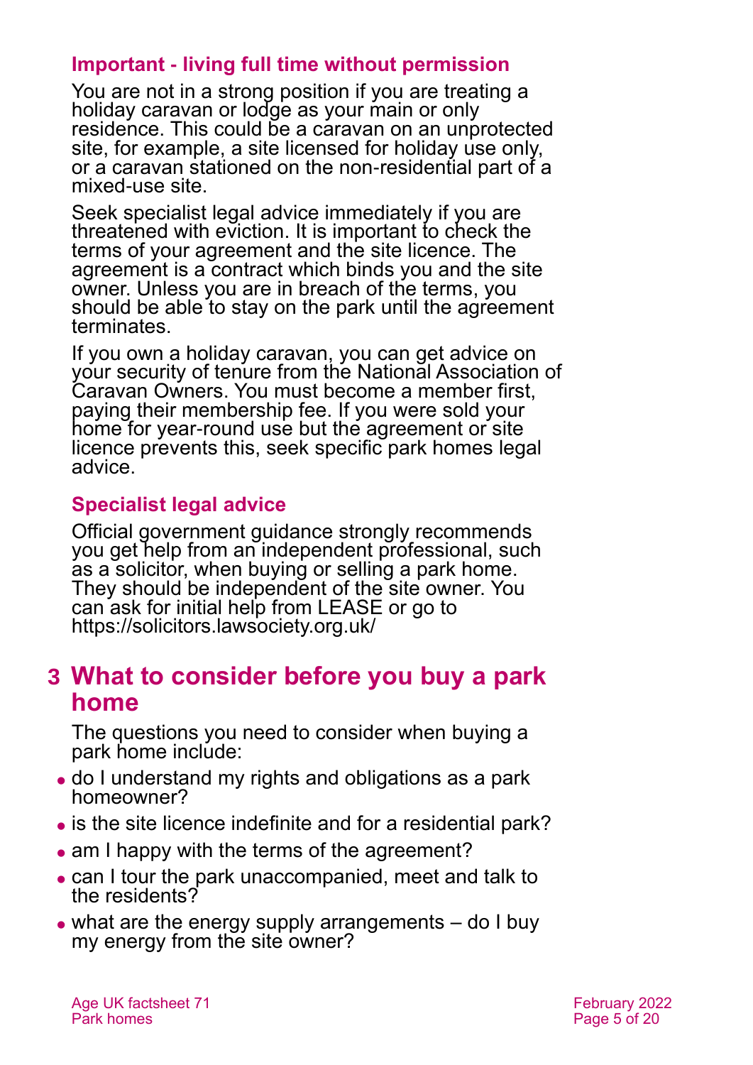### Important - living full time without permission

You are not in a strong position if you are treating a holiday caravan or lodge as your main or only residence. This could be a caravan on an unprotected site, for example, a site licensed for holiday use only, or a caravan stationed on the non-residential part of a mixed-use site.

Seek specialist legal advice immediately if you are threatened with eviction. It is important to check the terms of your agreement and the site licence. The agreement is a contract which binds you and the site owner. Unless you are in breach of the terms, you should be able to stay on the park until the agreement terminates.

If you own a holiday caravan, you can get advice on your security of tenure from the National Association of Caravan Owners. You must become a member first, paying their membership fee. If you were sold your home for year-round use but the agreement or site licence prevents this, seek specific park homes legal advice.

### Specialist legal advice

Official government guidance strongly recommends you get help from an independent professional, such as a solicitor, when buying or selling a park home. They should be independent of the site owner. You can ask for initial help from LEASE or go to https://solicitors.lawsociety.org.uk/

## 3 What to consider before you buy a park home

The questions you need to consider when buying a park home include:

- do I understand my rights and obligations as a park homeowner?
- is the site licence indefinite and for a residential park?
- am I happy with the terms of the agreement?
- can I tour the park unaccompanied, meet and talk to the residents?
- what are the energy supply arrangements – do I buy my energy from the site owner?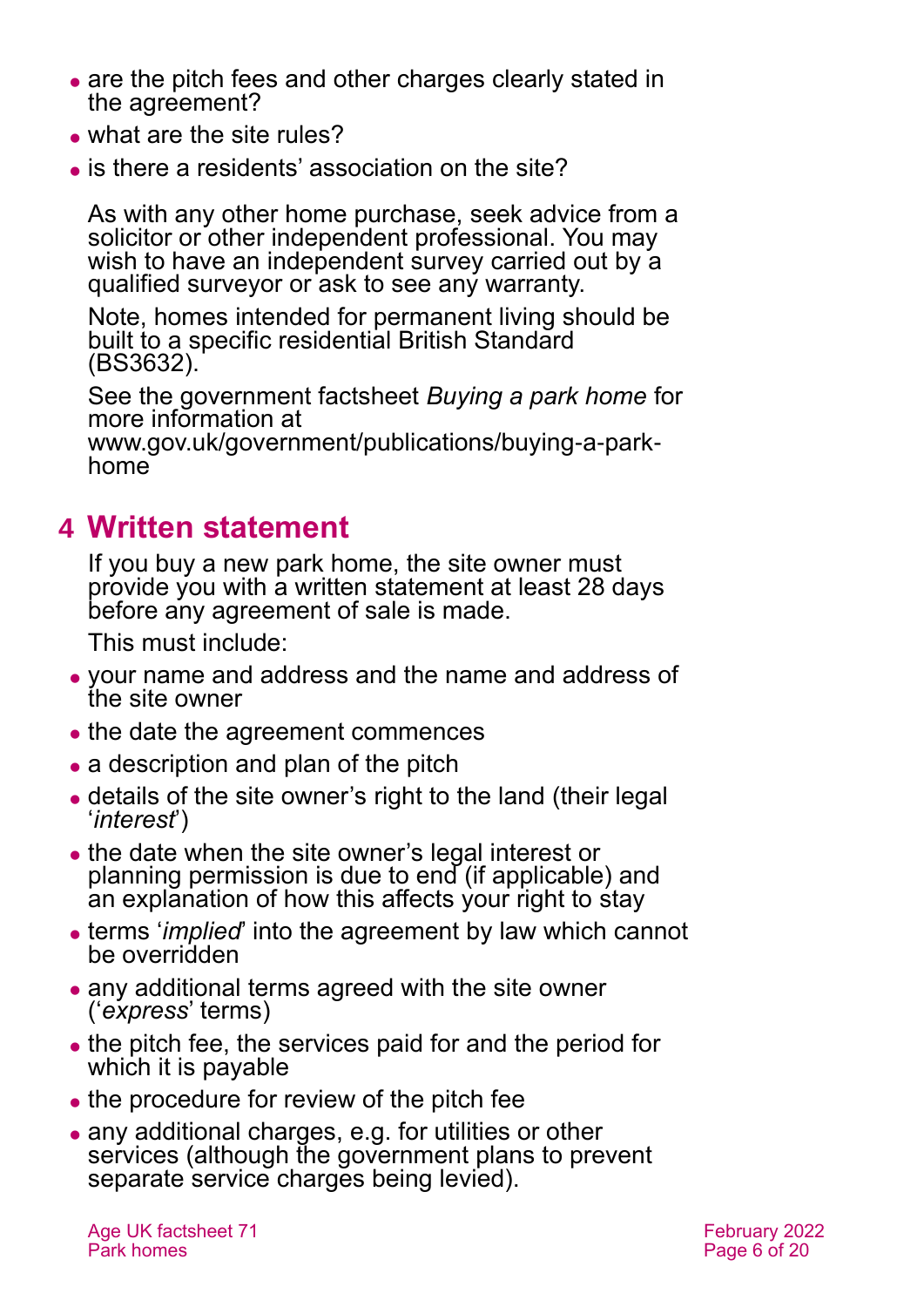- are the pitch fees and other charges clearly stated in the agreement?
- what are the site rules?
- is there a residents' association on the site?

As with any other home purchase, seek advice from a solicitor or other independent professional. You may wish to have an independent survey carried out by a qualified surveyor or ask to see any warranty.

Note, homes intended for permanent living should be built to a specific residential British Standard (BS3632).

See the government factsheet *Buying a park home* for more information at www.gov.uk/government/publications/buying-a-park-home

## 4 Written statement

If you buy a new park home, the site owner must provide you with a written statement at least 28 days before any agreement of sale is made.

This must include:

- your name and address and the name and address of the site owner
- the date the agreement commences
- a description and plan of the pitch
- details of the site owner's right to the land (their legal '*interest*')
- the date when the site owner's legal interest or planning permission is due to end (if applicable) and an explanation of how this affects your right to stay
- terms '*implied*' into the agreement by law which cannot be overridden
- any additional terms agreed with the site owner ('*express*' terms)
- the pitch fee, the services paid for and the period for which it is payable
- the procedure for review of the pitch fee
- any additional charges, e.g. for utilities or other services (although the government plans to prevent separate service charges being levied).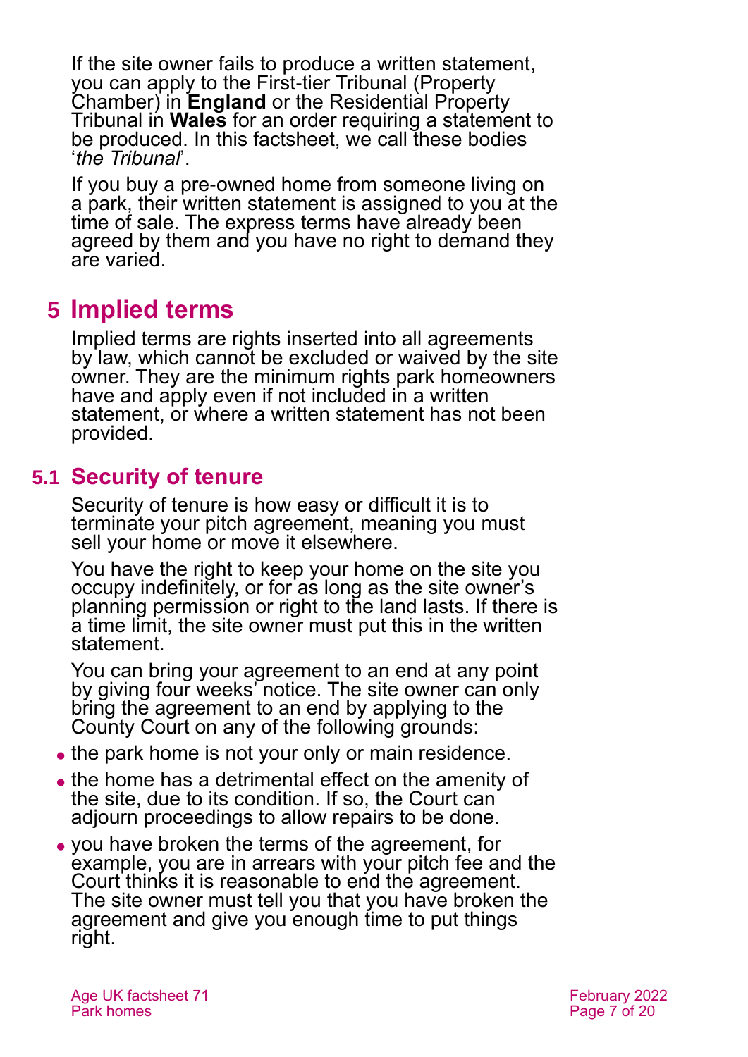If the site owner fails to produce a written statement, you can apply to the First-tier Tribunal (Property Chamber) in **England** or the Residential Property Tribunal in **Wales** for an order requiring a statement to be produced. In this factsheet, we call these bodies '*the Tribunal*'.

If you buy a pre-owned home from someone living on a park, their written statement is assigned to you at the time of sale. The express terms have already been agreed by them and you have no right to demand they are varied.

## 5 Implied terms

Implied terms are rights inserted into all agreements by law, which cannot be excluded or waived by the site owner. They are the minimum rights park homeowners have and apply even if not included in a written statement, or where a written statement has not been provided.

### 5.1 Security of tenure

Security of tenure is how easy or difficult it is to terminate your pitch agreement, meaning you must sell your home or move it elsewhere.

You have the right to keep your home on the site you occupy indefinitely, or for as long as the site owner's planning permission or right to the land lasts. If there is a time limit, the site owner must put this in the written statement.

You can bring your agreement to an end at any point by giving four weeks' notice. The site owner can only bring the agreement to an end by applying to the County Court on any of the following grounds:

- the park home is not your only or main residence.
- the home has a detrimental effect on the amenity of the site, due to its condition. If so, the Court can adjourn proceedings to allow repairs to be done.
- you have broken the terms of the agreement, for example, you are in arrears with your pitch fee and the Court thinks it is reasonable to end the agreement. The site owner must tell you that you have broken the agreement and give you enough time to put things right.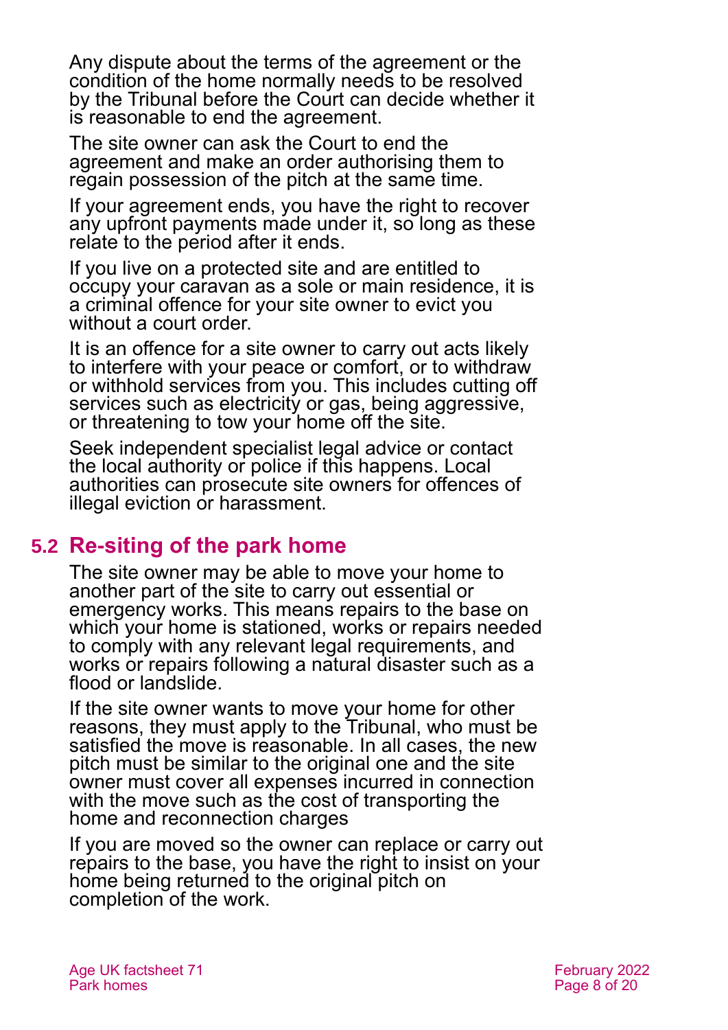Any dispute about the terms of the agreement or the condition of the home normally needs to be resolved by the Tribunal before the Court can decide whether it is reasonable to end the agreement.

The site owner can ask the Court to end the agreement and make an order authorising them to regain possession of the pitch at the same time.

If your agreement ends, you have the right to recover any upfront payments made under it, so long as these relate to the period after it ends.

If you live on a protected site and are entitled to occupy your caravan as a sole or main residence, it is a criminal offence for your site owner to evict you without a court order.

It is an offence for a site owner to carry out acts likely to interfere with your peace or comfort, or to withdraw or withhold services from you. This includes cutting off services such as electricity or gas, being aggressive, or threatening to tow your home off the site.

Seek independent specialist legal advice or contact the local authority or police if this happens. Local authorities can prosecute site owners for offences of illegal eviction or harassment.

## 5.2 Re-siting of the park home

The site owner may be able to move your home to another part of the site to carry out essential or emergency works. This means repairs to the base on which your home is stationed, works or repairs needed to comply with any relevant legal requirements, and works or repairs following a natural disaster such as a flood or landslide.

If the site owner wants to move your home for other reasons, they must apply to the Tribunal, who must be satisfied the move is reasonable. In all cases, the new pitch must be similar to the original one and the site owner must cover all expenses incurred in connection with the move such as the cost of transporting the home and reconnection charges

If you are moved so the owner can replace or carry out repairs to the base, you have the right to insist on your home being returned to the original pitch on completion of the work.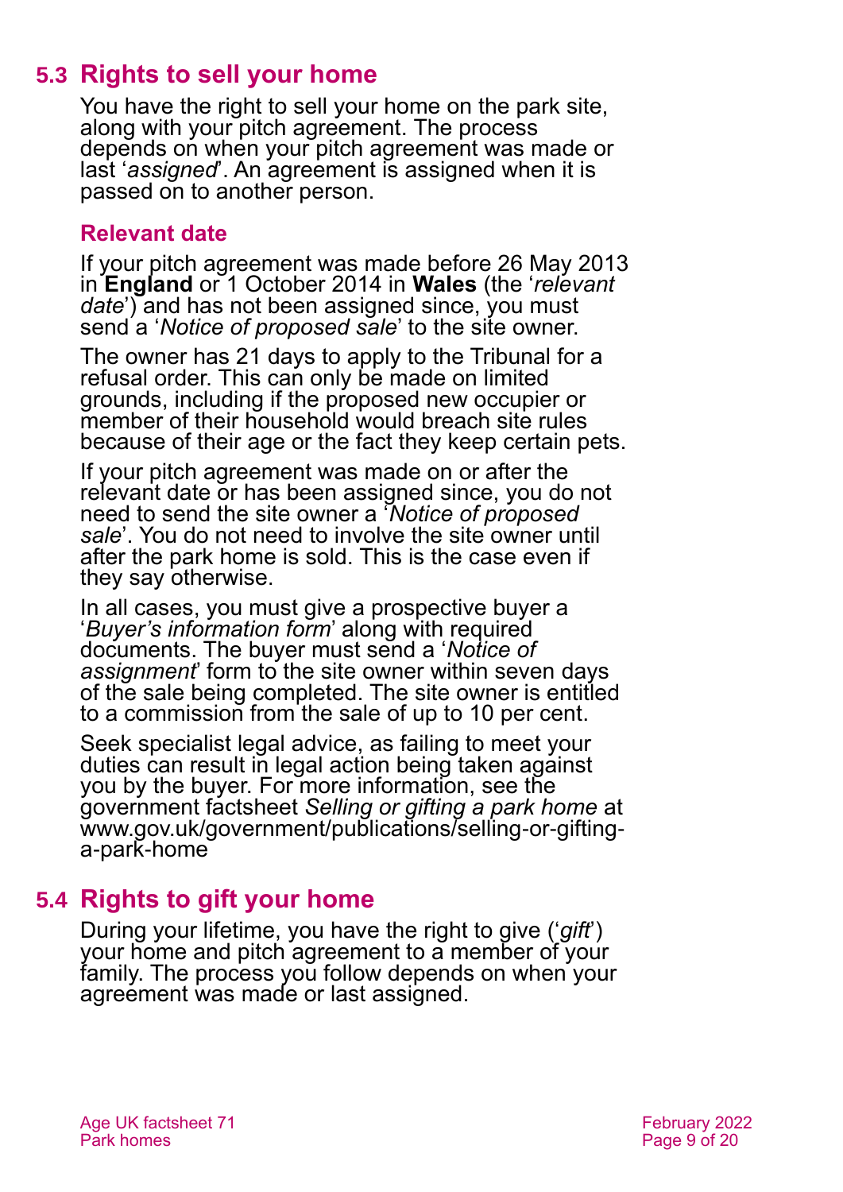## 5.3 Rights to sell your home

You have the right to sell your home on the park site, along with your pitch agreement. The process depends on when your pitch agreement was made or last '*assigned*'. An agreement is assigned when it is passed on to another person.

### Relevant date

If your pitch agreement was made before 26 May 2013 in **England** or 1 October 2014 in **Wales** (the '*relevant date*') and has not been assigned since, you must send a '*Notice of proposed sale*' to the site owner.

The owner has 21 days to apply to the Tribunal for a refusal order. This can only be made on limited grounds, including if the proposed new occupier or member of their household would breach site rules because of their age or the fact they keep certain pets.

If your pitch agreement was made on or after the relevant date or has been assigned since, you do not need to send the site owner a '*Notice of proposed sale*'. You do not need to involve the site owner until after the park home is sold. This is the case even if they say otherwise.

In all cases, you must give a prospective buyer a '*Buyer's information form*' along with required documents. The buyer must send a '*Notice of assignment*' form to the site owner within seven days of the sale being completed. The site owner is entitled to a commission from the sale of up to 10 per cent.

Seek specialist legal advice, as failing to meet your duties can result in legal action being taken against you by the buyer. For more information, see the government factsheet *Selling or gifting a park home* at www.gov.uk/government/publications/selling-or-gifting-a-park-home

## 5.4 Rights to gift your home

During your lifetime, you have the right to give ('*gift*') your home and pitch agreement to a member of your family. The process you follow depends on when your agreement was made or last assigned.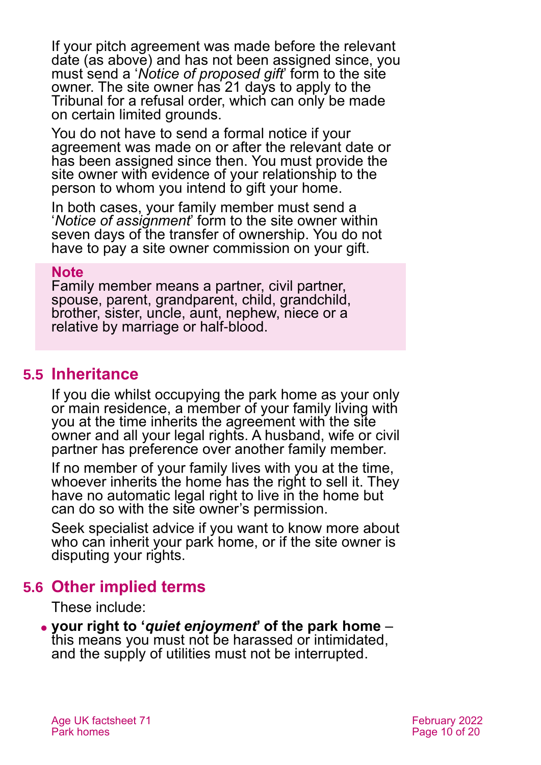If your pitch agreement was made before the relevant date (as above) and has not been assigned since, you must send a '*Notice of proposed gift*' form to the site owner. The site owner has 21 days to apply to the Tribunal for a refusal order, which can only be made on certain limited grounds.

You do not have to send a formal notice if your agreement was made on or after the relevant date or has been assigned since then. You must provide the site owner with evidence of your relationship to the person to whom you intend to gift your home.

In both cases, your family member must send a '*Notice of assignment*' form to the site owner within seven days of the transfer of ownership. You do not have to pay a site owner commission on your gift.

> **Note**
> Family member means a partner, civil partner, spouse, parent, grandparent, child, grandchild, brother, sister, uncle, aunt, nephew, niece or a relative by marriage or half-blood.

## 5.5 Inheritance

If you die whilst occupying the park home as your only or main residence, a member of your family living with you at the time inherits the agreement with the site owner and all your legal rights. A husband, wife or civil partner has preference over another family member.

If no member of your family lives with you at the time, whoever inherits the home has the right to sell it. They have no automatic legal right to live in the home but can do so with the site owner's permission.

Seek specialist advice if you want to know more about who can inherit your park home, or if the site owner is disputing your rights.

## 5.6 Other implied terms

These include:

- **your right to '*quiet enjoyment*' of the park home** – this means you must not be harassed or intimidated, and the supply of utilities must not be interrupted.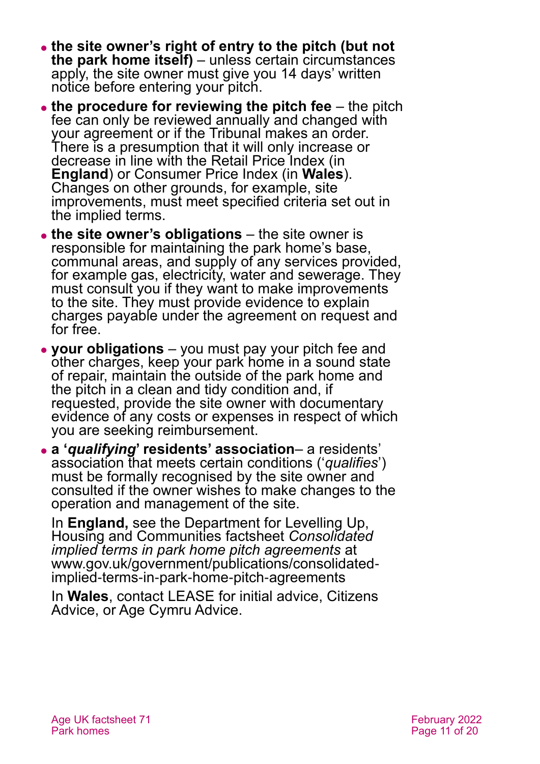- **the site owner's right of entry to the pitch (but not the park home itself)** – unless certain circumstances apply, the site owner must give you 14 days' written notice before entering your pitch.
- **the procedure for reviewing the pitch fee** – the pitch fee can only be reviewed annually and changed with your agreement or if the Tribunal makes an order. There is a presumption that it will only increase or decrease in line with the Retail Price Index (in **England**) or Consumer Price Index (in **Wales**). Changes on other grounds, for example, site improvements, must meet specified criteria set out in the implied terms.
- **the site owner's obligations** – the site owner is responsible for maintaining the park home's base, communal areas, and supply of any services provided, for example gas, electricity, water and sewerage. They must consult you if they want to make improvements to the site. They must provide evidence to explain charges payable under the agreement on request and for free.
- **your obligations** – you must pay your pitch fee and other charges, keep your park home in a sound state of repair, maintain the outside of the park home and the pitch in a clean and tidy condition and, if requested, provide the site owner with documentary evidence of any costs or expenses in respect of which you are seeking reimbursement.
- **a '*qualifying*' residents' association**– a residents' association that meets certain conditions ('*qualifies*') must be formally recognised by the site owner and consulted if the owner wishes to make changes to the operation and management of the site.

  In **England,** see the Department for Levelling Up, Housing and Communities factsheet *Consolidated implied terms in park home pitch agreements* at www.gov.uk/government/publications/consolidated-implied-terms-in-park-home-pitch-agreements

  In **Wales**, contact LEASE for initial advice, Citizens Advice, or Age Cymru Advice.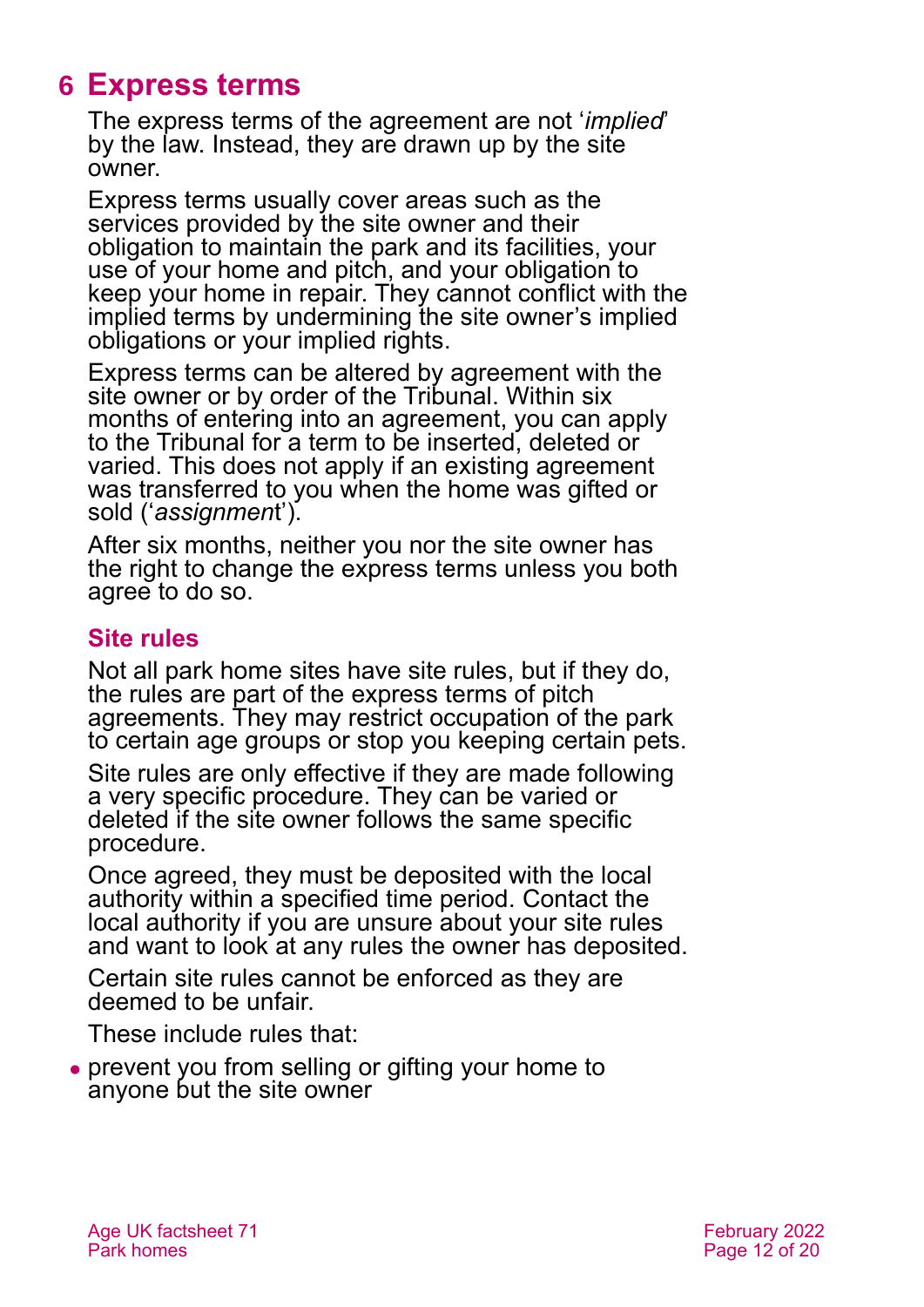## 6 Express terms

The express terms of the agreement are not '*implied*' by the law. Instead, they are drawn up by the site owner.

Express terms usually cover areas such as the services provided by the site owner and their obligation to maintain the park and its facilities, your use of your home and pitch, and your obligation to keep your home in repair. They cannot conflict with the implied terms by undermining the site owner's implied obligations or your implied rights.

Express terms can be altered by agreement with the site owner or by order of the Tribunal. Within six months of entering into an agreement, you can apply to the Tribunal for a term to be inserted, deleted or varied. This does not apply if an existing agreement was transferred to you when the home was gifted or sold ('*assignment*').

After six months, neither you nor the site owner has the right to change the express terms unless you both agree to do so.

### Site rules

Not all park home sites have site rules, but if they do, the rules are part of the express terms of pitch agreements. They may restrict occupation of the park to certain age groups or stop you keeping certain pets.

Site rules are only effective if they are made following a very specific procedure. They can be varied or deleted if the site owner follows the same specific procedure.

Once agreed, they must be deposited with the local authority within a specified time period. Contact the local authority if you are unsure about your site rules and want to look at any rules the owner has deposited.

Certain site rules cannot be enforced as they are deemed to be unfair.

These include rules that:

- prevent you from selling or gifting your home to anyone but the site owner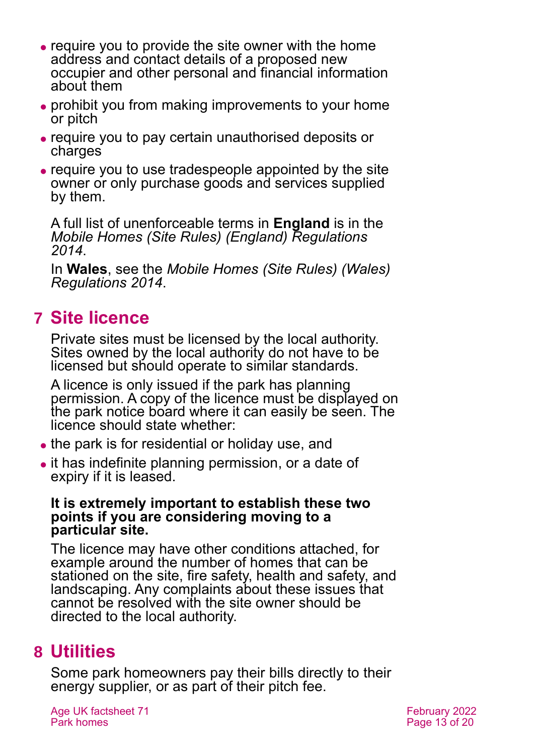- require you to provide the site owner with the home address and contact details of a proposed new occupier and other personal and financial information about them
- prohibit you from making improvements to your home or pitch
- require you to pay certain unauthorised deposits or charges
- require you to use tradespeople appointed by the site owner or only purchase goods and services supplied by them.

A full list of unenforceable terms in **England** is in the *Mobile Homes (Site Rules) (England) Regulations 2014*.

In **Wales**, see the *Mobile Homes (Site Rules) (Wales) Regulations 2014*.

## 7 Site licence

Private sites must be licensed by the local authority. Sites owned by the local authority do not have to be licensed but should operate to similar standards.

A licence is only issued if the park has planning permission. A copy of the licence must be displayed on the park notice board where it can easily be seen. The licence should state whether:

- the park is for residential or holiday use, and
- it has indefinite planning permission, or a date of expiry if it is leased.

**It is extremely important to establish these two points if you are considering moving to a particular site.**

The licence may have other conditions attached, for example around the number of homes that can be stationed on the site, fire safety, health and safety, and landscaping. Any complaints about these issues that cannot be resolved with the site owner should be directed to the local authority.

## 8 Utilities

Some park homeowners pay their bills directly to their energy supplier, or as part of their pitch fee.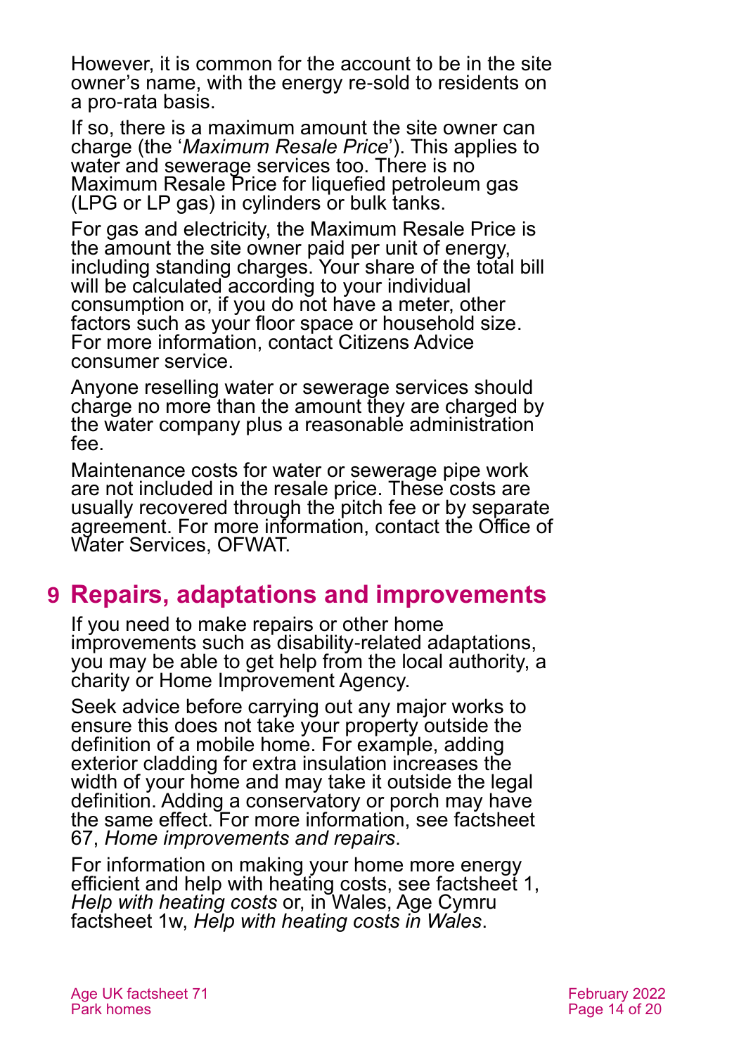However, it is common for the account to be in the site owner's name, with the energy re-sold to residents on a pro-rata basis.

If so, there is a maximum amount the site owner can charge (the '*Maximum Resale Price*'). This applies to water and sewerage services too. There is no Maximum Resale Price for liquefied petroleum gas (LPG or LP gas) in cylinders or bulk tanks.

For gas and electricity, the Maximum Resale Price is the amount the site owner paid per unit of energy, including standing charges. Your share of the total bill will be calculated according to your individual consumption or, if you do not have a meter, other factors such as your floor space or household size. For more information, contact Citizens Advice consumer service.

Anyone reselling water or sewerage services should charge no more than the amount they are charged by the water company plus a reasonable administration fee.

Maintenance costs for water or sewerage pipe work are not included in the resale price. These costs are usually recovered through the pitch fee or by separate agreement. For more information, contact the Office of Water Services, OFWAT.

## 9 Repairs, adaptations and improvements

If you need to make repairs or other home improvements such as disability-related adaptations, you may be able to get help from the local authority, a charity or Home Improvement Agency.

Seek advice before carrying out any major works to ensure this does not take your property outside the definition of a mobile home. For example, adding exterior cladding for extra insulation increases the width of your home and may take it outside the legal definition. Adding a conservatory or porch may have the same effect. For more information, see factsheet 67, *Home improvements and repairs*.

For information on making your home more energy efficient and help with heating costs, see factsheet 1, *Help with heating costs* or, in Wales, Age Cymru factsheet 1w, *Help with heating costs in Wales*.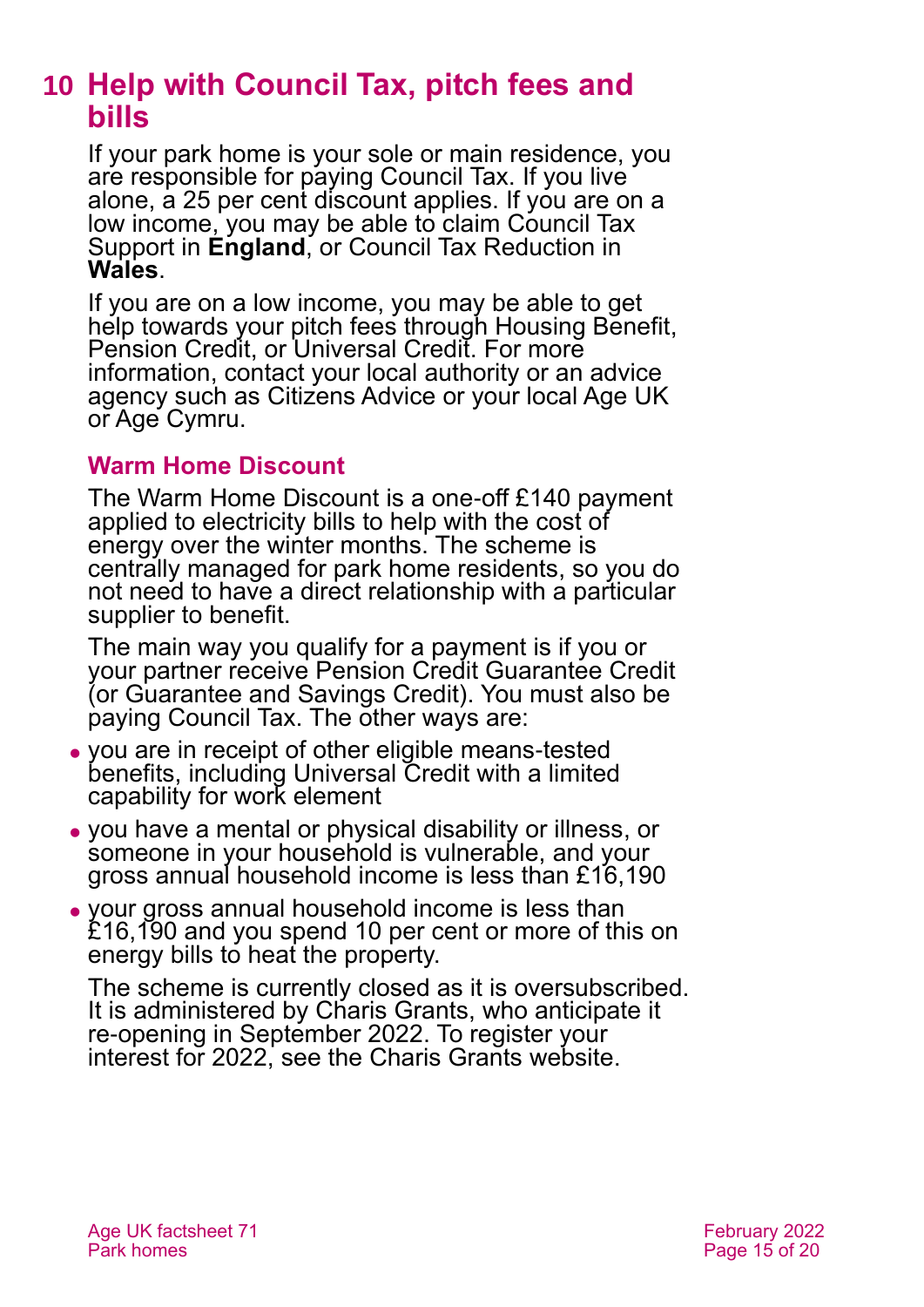## 10 Help with Council Tax, pitch fees and bills

If your park home is your sole or main residence, you are responsible for paying Council Tax. If you live alone, a 25 per cent discount applies. If you are on a low income, you may be able to claim Council Tax Support in **England**, or Council Tax Reduction in **Wales**.

If you are on a low income, you may be able to get help towards your pitch fees through Housing Benefit, Pension Credit, or Universal Credit. For more information, contact your local authority or an advice agency such as Citizens Advice or your local Age UK or Age Cymru.

### Warm Home Discount

The Warm Home Discount is a one-off £140 payment applied to electricity bills to help with the cost of energy over the winter months. The scheme is centrally managed for park home residents, so you do not need to have a direct relationship with a particular supplier to benefit.

The main way you qualify for a payment is if you or your partner receive Pension Credit Guarantee Credit (or Guarantee and Savings Credit). You must also be paying Council Tax. The other ways are:

- you are in receipt of other eligible means-tested benefits, including Universal Credit with a limited capability for work element
- you have a mental or physical disability or illness, or someone in your household is vulnerable, and your gross annual household income is less than £16,190
- your gross annual household income is less than £16,190 and you spend 10 per cent or more of this on energy bills to heat the property.

The scheme is currently closed as it is oversubscribed. It is administered by Charis Grants, who anticipate it re-opening in September 2022. To register your interest for 2022, see the Charis Grants website.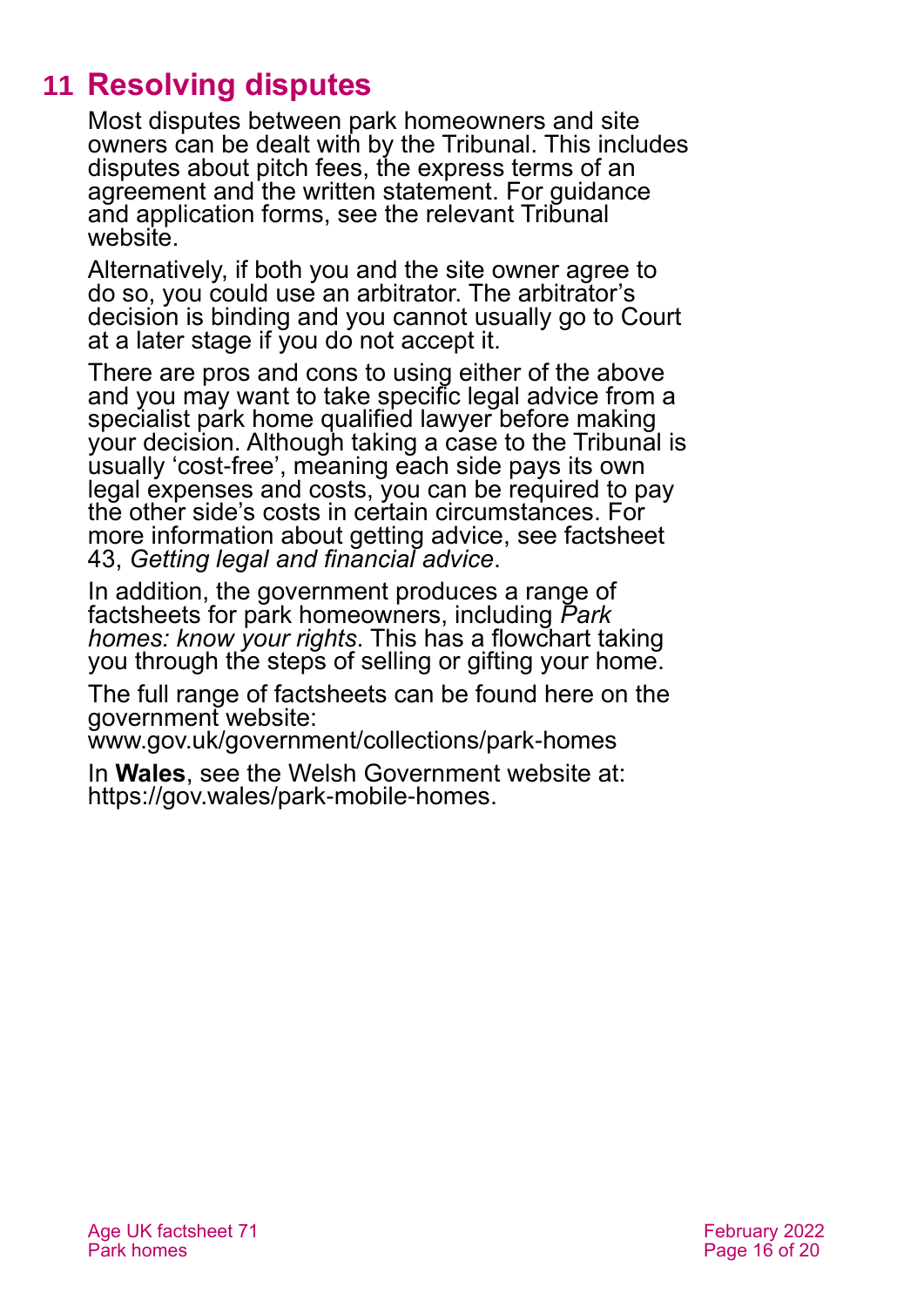## 11 Resolving disputes

Most disputes between park homeowners and site owners can be dealt with by the Tribunal. This includes disputes about pitch fees, the express terms of an agreement and the written statement. For guidance and application forms, see the relevant Tribunal website.

Alternatively, if both you and the site owner agree to do so, you could use an arbitrator. The arbitrator's decision is binding and you cannot usually go to Court at a later stage if you do not accept it.

There are pros and cons to using either of the above and you may want to take specific legal advice from a specialist park home qualified lawyer before making your decision. Although taking a case to the Tribunal is usually 'cost-free', meaning each side pays its own legal expenses and costs, you can be required to pay the other side's costs in certain circumstances. For more information about getting advice, see factsheet 43, *Getting legal and financial advice*.

In addition, the government produces a range of factsheets for park homeowners, including *Park homes: know your rights*. This has a flowchart taking you through the steps of selling or gifting your home.

The full range of factsheets can be found here on the government website:
www.gov.uk/government/collections/park-homes

In **Wales**, see the Welsh Government website at: https://gov.wales/park-mobile-homes.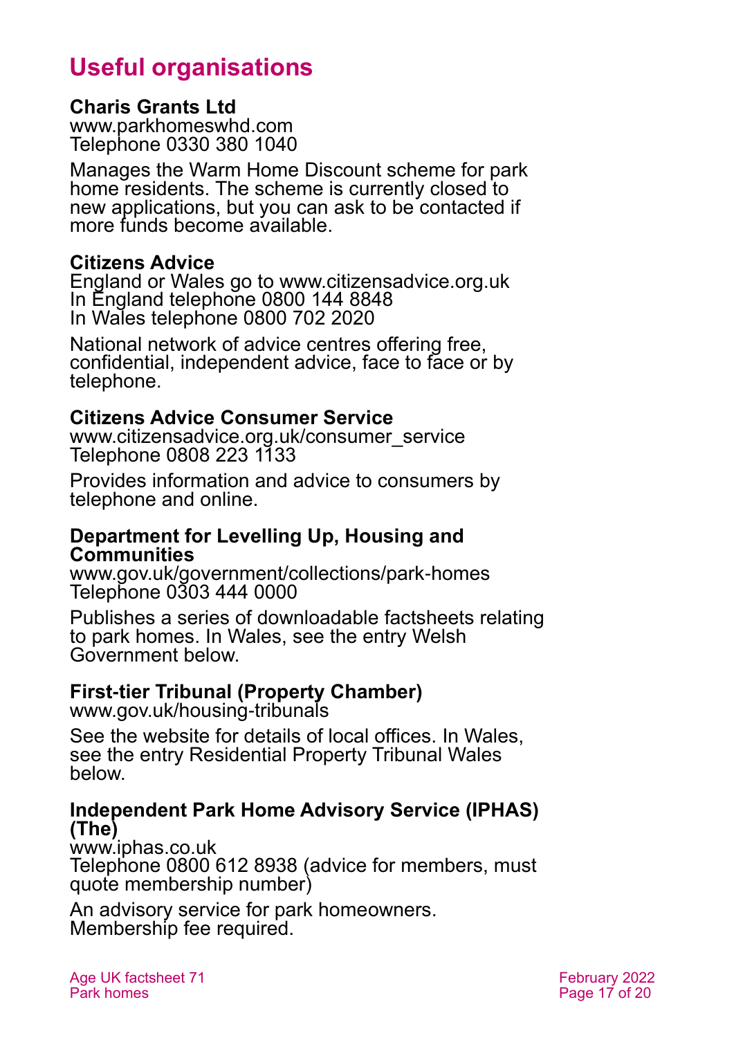# Useful organisations

**Charis Grants Ltd**
www.parkhomeswhd.com
Telephone 0330 380 1040

Manages the Warm Home Discount scheme for park home residents. The scheme is currently closed to new applications, but you can ask to be contacted if more funds become available.

**Citizens Advice**
England or Wales go to www.citizensadvice.org.uk
In England telephone 0800 144 8848
In Wales telephone 0800 702 2020

National network of advice centres offering free, confidential, independent advice, face to face or by telephone.

**Citizens Advice Consumer Service**
www.citizensadvice.org.uk/consumer_service
Telephone 0808 223 1133

Provides information and advice to consumers by telephone and online.

**Department for Levelling Up, Housing and Communities**
www.gov.uk/government/collections/park-homes
Telephone 0303 444 0000

Publishes a series of downloadable factsheets relating to park homes. In Wales, see the entry Welsh Government below.

**First-tier Tribunal (Property Chamber)**
www.gov.uk/housing-tribunals

See the website for details of local offices. In Wales, see the entry Residential Property Tribunal Wales below.

**Independent Park Home Advisory Service (IPHAS) (The)**
www.iphas.co.uk
Telephone 0800 612 8938 (advice for members, must quote membership number)

An advisory service for park homeowners. Membership fee required.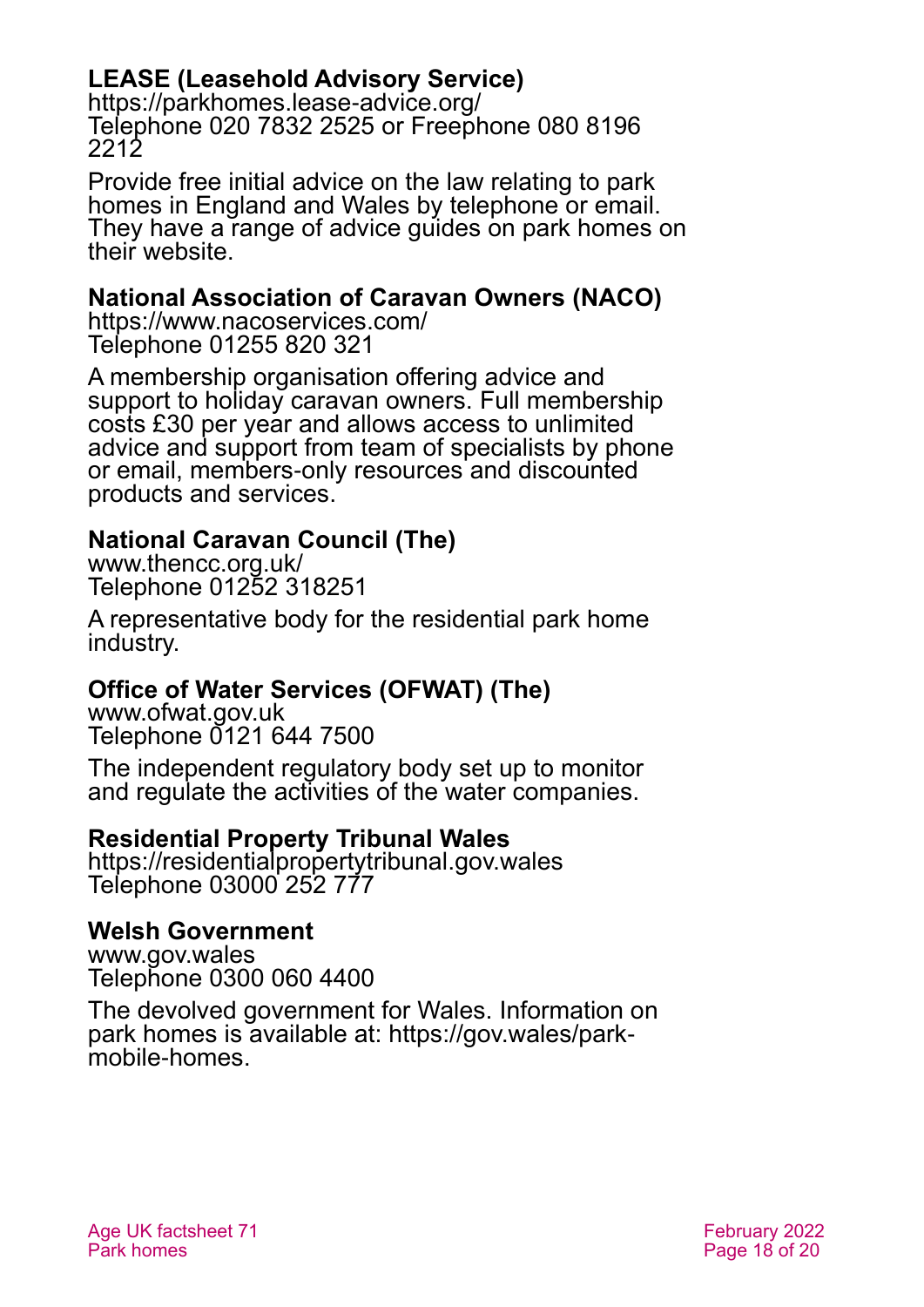**LEASE (Leasehold Advisory Service)**
https://parkhomes.lease-advice.org/
Telephone 020 7832 2525 or Freephone 080 8196 2212

Provide free initial advice on the law relating to park homes in England and Wales by telephone or email. They have a range of advice guides on park homes on their website.

**National Association of Caravan Owners (NACO)**
https://www.nacoservices.com/
Telephone 01255 820 321

A membership organisation offering advice and support to holiday caravan owners. Full membership costs £30 per year and allows access to unlimited advice and support from team of specialists by phone or email, members-only resources and discounted products and services.

**National Caravan Council (The)**
www.thencc.org.uk/
Telephone 01252 318251

A representative body for the residential park home industry.

**Office of Water Services (OFWAT) (The)**
www.ofwat.gov.uk
Telephone 0121 644 7500

The independent regulatory body set up to monitor and regulate the activities of the water companies.

**Residential Property Tribunal Wales**
https://residentialpropertytribunal.gov.wales
Telephone 03000 252 777

**Welsh Government**
www.gov.wales
Telephone 0300 060 4400

The devolved government for Wales. Information on park homes is available at: https://gov.wales/park-mobile-homes.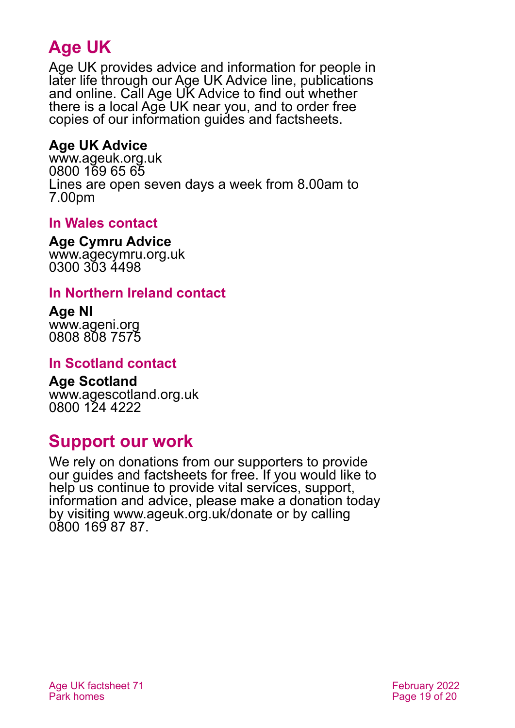## Age UK

Age UK provides advice and information for people in later life through our Age UK Advice line, publications and online. Call Age UK Advice to find out whether there is a local Age UK near you, and to order free copies of our information guides and factsheets.

**Age UK Advice**
www.ageuk.org.uk
0800 169 65 65
Lines are open seven days a week from 8.00am to 7.00pm

### In Wales contact

**Age Cymru Advice**
www.agecymru.org.uk
0300 303 4498

### In Northern Ireland contact

**Age NI**
www.ageni.org
0808 808 7575

### In Scotland contact

**Age Scotland**
www.agescotland.org.uk
0800 124 4222

## Support our work

We rely on donations from our supporters to provide our guides and factsheets for free. If you would like to help us continue to provide vital services, support, information and advice, please make a donation today by visiting www.ageuk.org.uk/donate or by calling 0800 169 87 87.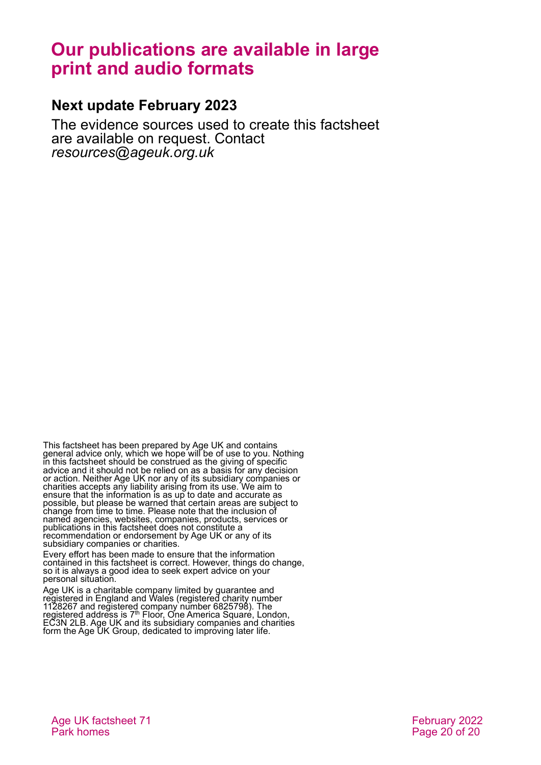# Our publications are available in large print and audio formats

## Next update February 2023

The evidence sources used to create this factsheet are available on request. Contact *resources@ageuk.org.uk*

This factsheet has been prepared by Age UK and contains general advice only, which we hope will be of use to you. Nothing in this factsheet should be construed as the giving of specific advice and it should not be relied on as a basis for any decision or action. Neither Age UK nor any of its subsidiary companies or charities accepts any liability arising from its use. We aim to ensure that the information is as up to date and accurate as possible, but please be warned that certain areas are subject to change from time to time. Please note that the inclusion of named agencies, websites, companies, products, services or publications in this factsheet does not constitute a recommendation or endorsement by Age UK or any of its subsidiary companies or charities.

Every effort has been made to ensure that the information contained in this factsheet is correct. However, things do change, so it is always a good idea to seek expert advice on your personal situation.

Age UK is a charitable company limited by guarantee and registered in England and Wales (registered charity number 1128267 and registered company number 6825798). The registered address is 7th Floor, One America Square, London, EC3N 2LB. Age UK and its subsidiary companies and charities form the Age UK Group, dedicated to improving later life.